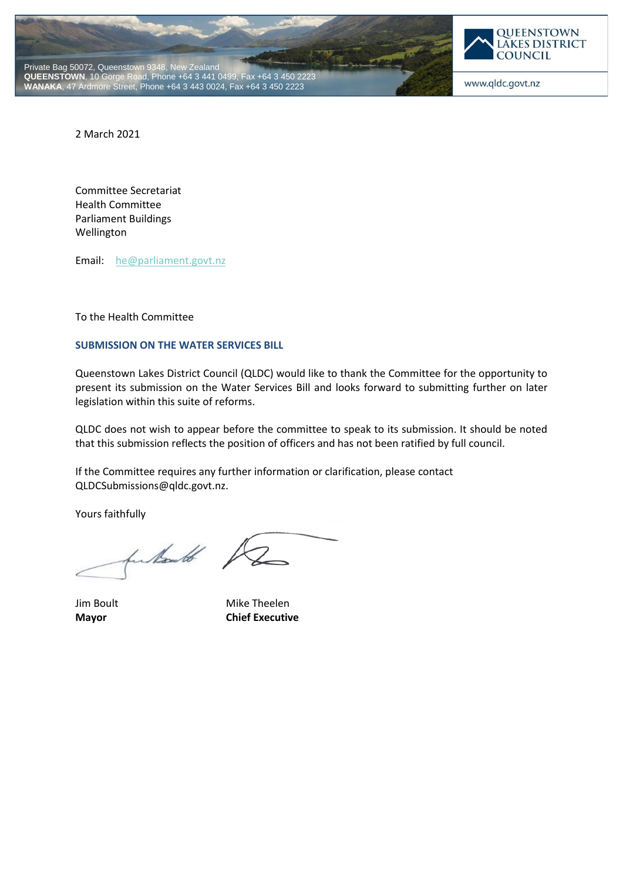Private Bag 50072, Queenstown 9348, New Zealand
**QUEENSTOWN**, 10 Gorge Road, Phone +64 3 441 0499, Fax +64 3 450 2223
**WANAKA**, 47 Ardmore Street, Phone +64 3 443 0024, Fax +64 3 450 2223

QUEENSTOWN LAKES DISTRICT COUNCIL

www.qldc.govt.nz

2 March 2021

Committee Secretariat
Health Committee
Parliament Buildings
Wellington

Email: he@parliament.govt.nz

To the Health Committee

**SUBMISSION ON THE WATER SERVICES BILL**

Queenstown Lakes District Council (QLDC) would like to thank the Committee for the opportunity to present its submission on the Water Services Bill and looks forward to submitting further on later legislation within this suite of reforms.

QLDC does not wish to appear before the committee to speak to its submission. It should be noted that this submission reflects the position of officers and has not been ratified by full council.

If the Committee requires any further information or clarification, please contact QLDCSubmissions@qldc.govt.nz.

Yours faithfully

| Jim Boult | Mike Theelen |
|---|---|
| **Mayor** | **Chief Executive** |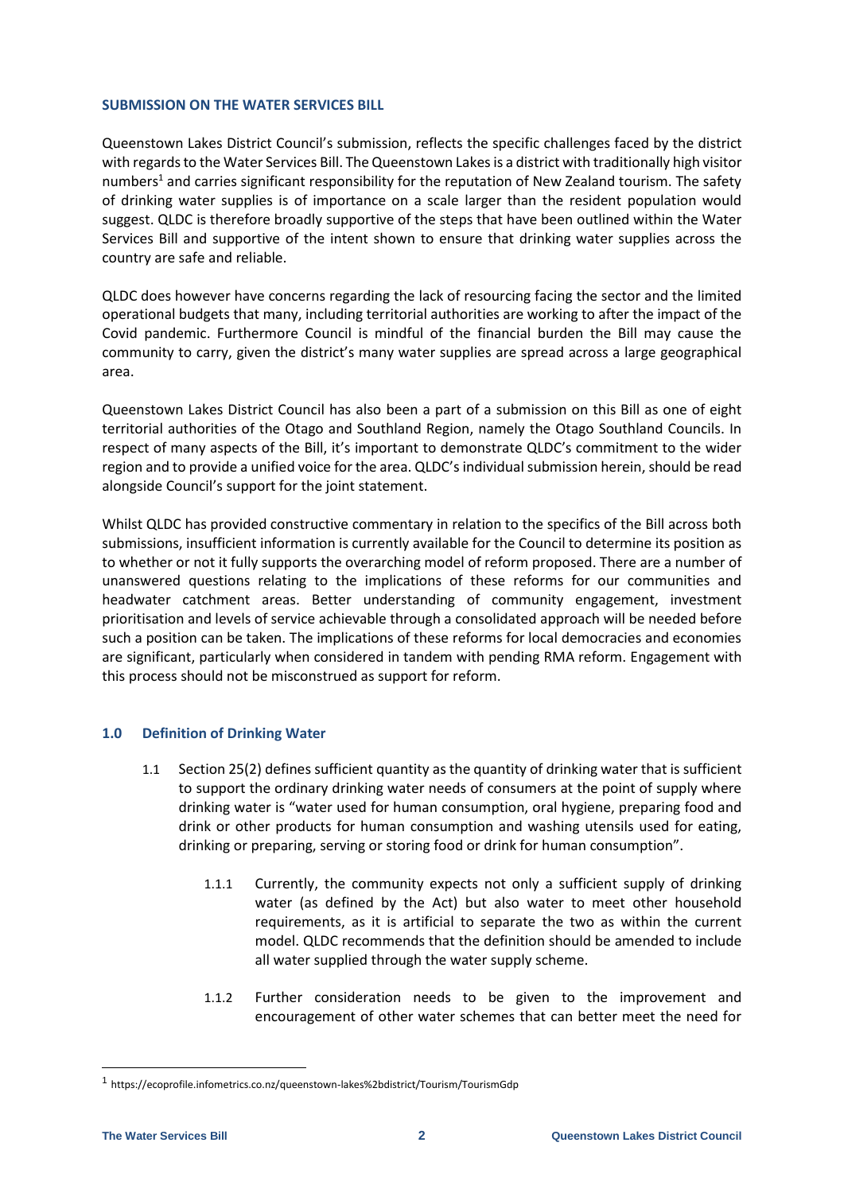**SUBMISSION ON THE WATER SERVICES BILL**

Queenstown Lakes District Council's submission, reflects the specific challenges faced by the district with regards to the Water Services Bill. The Queenstown Lakes is a district with traditionally high visitor numbers[1] and carries significant responsibility for the reputation of New Zealand tourism. The safety of drinking water supplies is of importance on a scale larger than the resident population would suggest. QLDC is therefore broadly supportive of the steps that have been outlined within the Water Services Bill and supportive of the intent shown to ensure that drinking water supplies across the country are safe and reliable.

QLDC does however have concerns regarding the lack of resourcing facing the sector and the limited operational budgets that many, including territorial authorities are working to after the impact of the Covid pandemic. Furthermore Council is mindful of the financial burden the Bill may cause the community to carry, given the district's many water supplies are spread across a large geographical area.

Queenstown Lakes District Council has also been a part of a submission on this Bill as one of eight territorial authorities of the Otago and Southland Region, namely the Otago Southland Councils. In respect of many aspects of the Bill, it's important to demonstrate QLDC's commitment to the wider region and to provide a unified voice for the area. QLDC's individual submission herein, should be read alongside Council's support for the joint statement.

Whilst QLDC has provided constructive commentary in relation to the specifics of the Bill across both submissions, insufficient information is currently available for the Council to determine its position as to whether or not it fully supports the overarching model of reform proposed. There are a number of unanswered questions relating to the implications of these reforms for our communities and headwater catchment areas. Better understanding of community engagement, investment prioritisation and levels of service achievable through a consolidated approach will be needed before such a position can be taken. The implications of these reforms for local democracies and economies are significant, particularly when considered in tandem with pending RMA reform. Engagement with this process should not be misconstrued as support for reform.

## 1.0 Definition of Drinking Water

1.1 Section 25(2) defines sufficient quantity as the quantity of drinking water that is sufficient to support the ordinary drinking water needs of consumers at the point of supply where drinking water is "water used for human consumption, oral hygiene, preparing food and drink or other products for human consumption and washing utensils used for eating, drinking or preparing, serving or storing food or drink for human consumption".

1.1.1 Currently, the community expects not only a sufficient supply of drinking water (as defined by the Act) but also water to meet other household requirements, as it is artificial to separate the two as within the current model. QLDC recommends that the definition should be amended to include all water supplied through the water supply scheme.

1.1.2 Further consideration needs to be given to the improvement and encouragement of other water schemes that can better meet the need for

[1] https://ecoprofile.infometrics.co.nz/queenstown-lakes%2bdistrict/Tourism/TourismGdp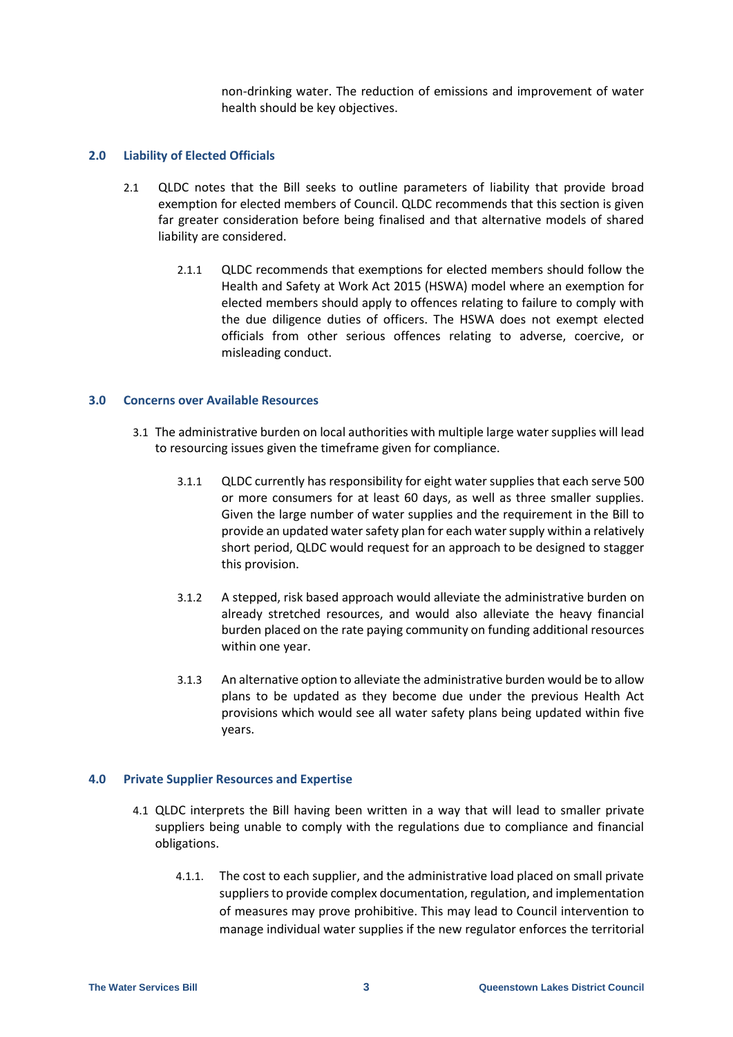non-drinking water. The reduction of emissions and improvement of water health should be key objectives.

## 2.0 Liability of Elected Officials

2.1 QLDC notes that the Bill seeks to outline parameters of liability that provide broad exemption for elected members of Council. QLDC recommends that this section is given far greater consideration before being finalised and that alternative models of shared liability are considered.

2.1.1 QLDC recommends that exemptions for elected members should follow the Health and Safety at Work Act 2015 (HSWA) model where an exemption for elected members should apply to offences relating to failure to comply with the due diligence duties of officers. The HSWA does not exempt elected officials from other serious offences relating to adverse, coercive, or misleading conduct.

## 3.0 Concerns over Available Resources

3.1 The administrative burden on local authorities with multiple large water supplies will lead to resourcing issues given the timeframe given for compliance.

3.1.1 QLDC currently has responsibility for eight water supplies that each serve 500 or more consumers for at least 60 days, as well as three smaller supplies. Given the large number of water supplies and the requirement in the Bill to provide an updated water safety plan for each water supply within a relatively short period, QLDC would request for an approach to be designed to stagger this provision.

3.1.2 A stepped, risk based approach would alleviate the administrative burden on already stretched resources, and would also alleviate the heavy financial burden placed on the rate paying community on funding additional resources within one year.

3.1.3 An alternative option to alleviate the administrative burden would be to allow plans to be updated as they become due under the previous Health Act provisions which would see all water safety plans being updated within five years.

## 4.0 Private Supplier Resources and Expertise

4.1 QLDC interprets the Bill having been written in a way that will lead to smaller private suppliers being unable to comply with the regulations due to compliance and financial obligations.

4.1.1. The cost to each supplier, and the administrative load placed on small private suppliers to provide complex documentation, regulation, and implementation of measures may prove prohibitive. This may lead to Council intervention to manage individual water supplies if the new regulator enforces the territorial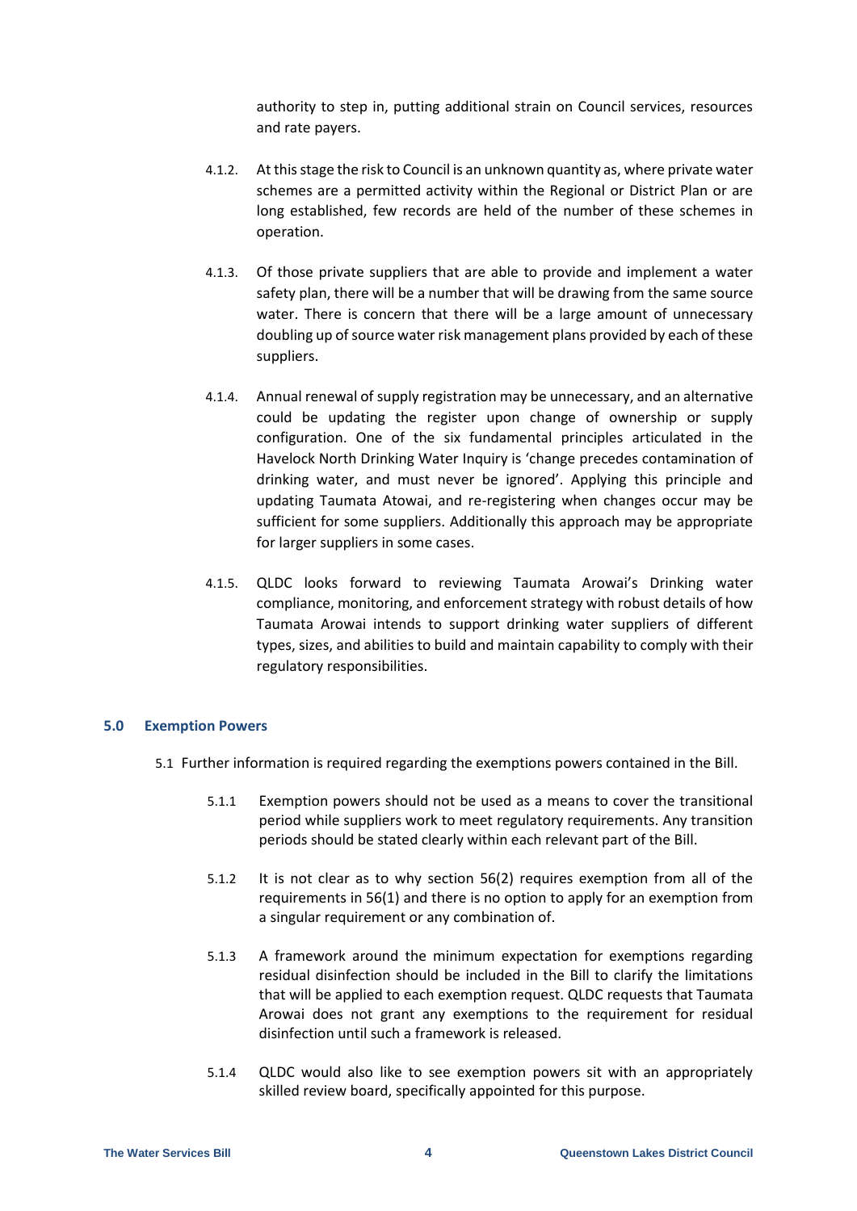authority to step in, putting additional strain on Council services, resources and rate payers.

4.1.2. At this stage the risk to Council is an unknown quantity as, where private water schemes are a permitted activity within the Regional or District Plan or are long established, few records are held of the number of these schemes in operation.

4.1.3. Of those private suppliers that are able to provide and implement a water safety plan, there will be a number that will be drawing from the same source water. There is concern that there will be a large amount of unnecessary doubling up of source water risk management plans provided by each of these suppliers.

4.1.4. Annual renewal of supply registration may be unnecessary, and an alternative could be updating the register upon change of ownership or supply configuration. One of the six fundamental principles articulated in the Havelock North Drinking Water Inquiry is 'change precedes contamination of drinking water, and must never be ignored'. Applying this principle and updating Taumata Atowai, and re-registering when changes occur may be sufficient for some suppliers. Additionally this approach may be appropriate for larger suppliers in some cases.

4.1.5. QLDC looks forward to reviewing Taumata Arowai's Drinking water compliance, monitoring, and enforcement strategy with robust details of how Taumata Arowai intends to support drinking water suppliers of different types, sizes, and abilities to build and maintain capability to comply with their regulatory responsibilities.

## 5.0 Exemption Powers

5.1 Further information is required regarding the exemptions powers contained in the Bill.

5.1.1 Exemption powers should not be used as a means to cover the transitional period while suppliers work to meet regulatory requirements. Any transition periods should be stated clearly within each relevant part of the Bill.

5.1.2 It is not clear as to why section 56(2) requires exemption from all of the requirements in 56(1) and there is no option to apply for an exemption from a singular requirement or any combination of.

5.1.3 A framework around the minimum expectation for exemptions regarding residual disinfection should be included in the Bill to clarify the limitations that will be applied to each exemption request. QLDC requests that Taumata Arowai does not grant any exemptions to the requirement for residual disinfection until such a framework is released.

5.1.4 QLDC would also like to see exemption powers sit with an appropriately skilled review board, specifically appointed for this purpose.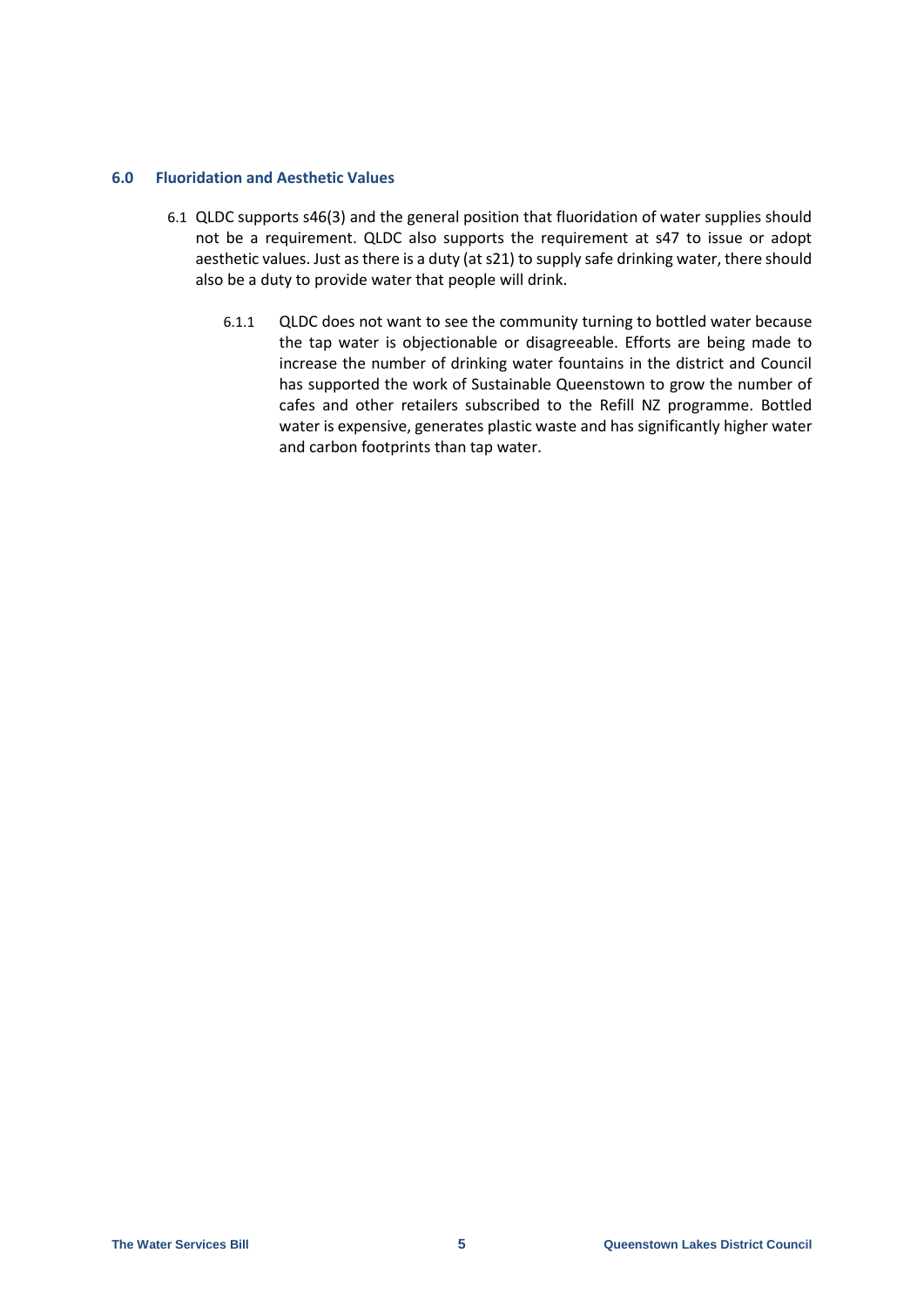## 6.0 Fluoridation and Aesthetic Values

6.1 QLDC supports s46(3) and the general position that fluoridation of water supplies should not be a requirement. QLDC also supports the requirement at s47 to issue or adopt aesthetic values. Just as there is a duty (at s21) to supply safe drinking water, there should also be a duty to provide water that people will drink.

6.1.1 QLDC does not want to see the community turning to bottled water because the tap water is objectionable or disagreeable. Efforts are being made to increase the number of drinking water fountains in the district and Council has supported the work of Sustainable Queenstown to grow the number of cafes and other retailers subscribed to the Refill NZ programme. Bottled water is expensive, generates plastic waste and has significantly higher water and carbon footprints than tap water.